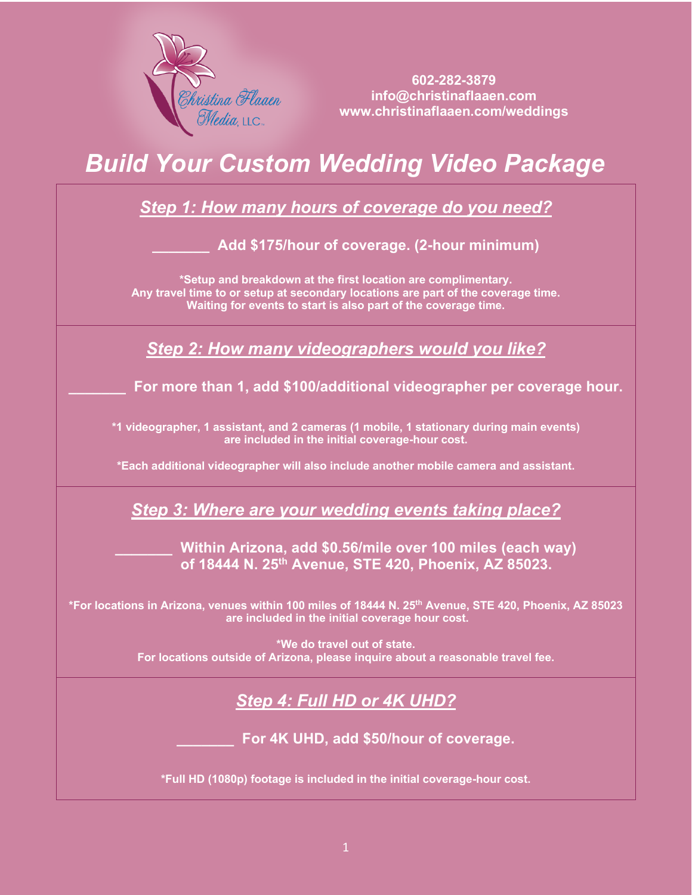Christina Flaaen Media, LLC.

602-282-3879
info@christinaflaaen.com
www.christinaflaaen.com/weddings

# *Build Your Custom Wedding Video Package*

## *Step 1: How many hours of coverage do you need?*

**_______ Add $175/hour of coverage. (2-hour minimum)**

**\*Setup and breakdown at the first location are complimentary.**
**Any travel time to or setup at secondary locations are part of the coverage time.**
**Waiting for events to start is also part of the coverage time.**

## *Step 2: How many videographers would you like?*

**_______ For more than 1, add $100/additional videographer per coverage hour.**

**\*1 videographer, 1 assistant, and 2 cameras (1 mobile, 1 stationary during main events) are included in the initial coverage-hour cost.**

**\*Each additional videographer will also include another mobile camera and assistant.**

## *Step 3: Where are your wedding events taking place?*

**_______ Within Arizona, add $0.56/mile over 100 miles (each way) of 18444 N. 25th Avenue, STE 420, Phoenix, AZ 85023.**

**\*For locations in Arizona, venues within 100 miles of 18444 N. 25th Avenue, STE 420, Phoenix, AZ 85023 are included in the initial coverage hour cost.**

**\*We do travel out of state.**
**For locations outside of Arizona, please inquire about a reasonable travel fee.**

## *Step 4: Full HD or 4K UHD?*

**_______ For 4K UHD, add $50/hour of coverage.**

**\*Full HD (1080p) footage is included in the initial coverage-hour cost.**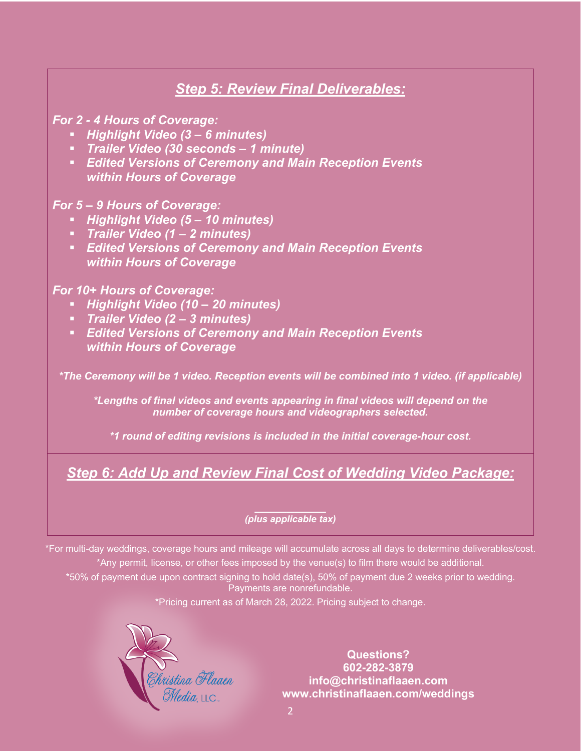## *Step 5: Review Final Deliverables:*

***For 2 - 4 Hours of Coverage:***

- ***Highlight Video (3 – 6 minutes)***
- ***Trailer Video (30 seconds – 1 minute)***
- ***Edited Versions of Ceremony and Main Reception Events within Hours of Coverage***

***For 5 – 9 Hours of Coverage:***

- ***Highlight Video (5 – 10 minutes)***
- ***Trailer Video (1 – 2 minutes)***
- ***Edited Versions of Ceremony and Main Reception Events within Hours of Coverage***

***For 10+ Hours of Coverage:***

- ***Highlight Video (10 – 20 minutes)***
- ***Trailer Video (2 – 3 minutes)***
- ***Edited Versions of Ceremony and Main Reception Events within Hours of Coverage***

***\*The Ceremony will be 1 video. Reception events will be combined into 1 video. (if applicable)***

***\*Lengths of final videos and events appearing in final videos will depend on the number of coverage hours and videographers selected.***

***\*1 round of editing revisions is included in the initial coverage-hour cost.***

## *Step 6: Add Up and Review Final Cost of Wedding Video Package:*

___________

***(plus applicable tax)***

\*For multi-day weddings, coverage hours and mileage will accumulate across all days to determine deliverables/cost.

\*Any permit, license, or other fees imposed by the venue(s) to film there would be additional.

\*50% of payment due upon contract signing to hold date(s), 50% of payment due 2 weeks prior to wedding. Payments are nonrefundable.

\*Pricing current as of March 28, 2022. Pricing subject to change.

Christina Flaaen Media, LLC

**Questions?**
**602-282-3879**
**info@christinaflaaen.com**
**www.christinaflaaen.com/weddings**